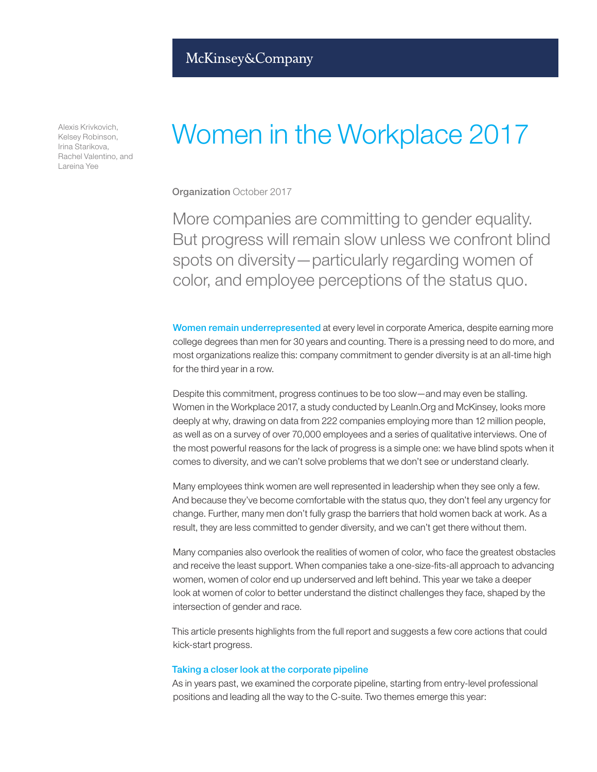McKinsey&Company

Alexis Krivkovich, Kelsey Robinson, Irina Starikova, Rachel Valentino, and Lareina Yee

# Women in the Workplace 2017

**Organization** October 2017

More companies are committing to gender equality. But progress will remain slow unless we confront blind spots on diversity—particularly regarding women of color, and employee perceptions of the status quo.

**Women remain underrepresented** at every level in corporate America, despite earning more college degrees than men for 30 years and counting. There is a pressing need to do more, and most organizations realize this: company commitment to gender diversity is at an all-time high for the third year in a row.

Despite this commitment, progress continues to be too slow—and may even be stalling. Women in the Workplace 2017, a study conducted by LeanIn.Org and McKinsey, looks more deeply at why, drawing on data from 222 companies employing more than 12 million people, as well as on a survey of over 70,000 employees and a series of qualitative interviews. One of the most powerful reasons for the lack of progress is a simple one: we have blind spots when it comes to diversity, and we can't solve problems that we don't see or understand clearly.

Many employees think women are well represented in leadership when they see only a few. And because they've become comfortable with the status quo, they don't feel any urgency for change. Further, many men don't fully grasp the barriers that hold women back at work. As a result, they are less committed to gender diversity, and we can't get there without them.

Many companies also overlook the realities of women of color, who face the greatest obstacles and receive the least support. When companies take a one-size-fits-all approach to advancing women, women of color end up underserved and left behind. This year we take a deeper look at women of color to better understand the distinct challenges they face, shaped by the intersection of gender and race.

This article presents highlights from the full report and suggests a few core actions that could kick-start progress.

### Taking a closer look at the corporate pipeline

As in years past, we examined the corporate pipeline, starting from entry-level professional positions and leading all the way to the C-suite. Two themes emerge this year: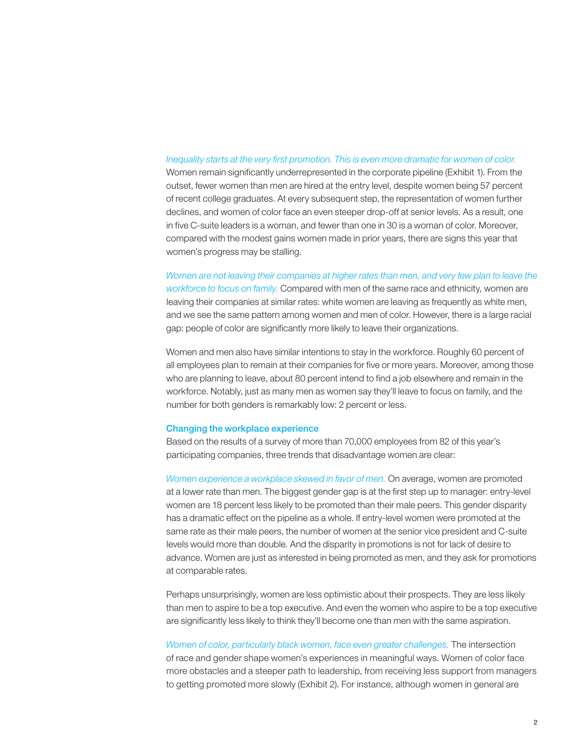*Inequality starts at the very first promotion. This is even more dramatic for women of color.* Women remain significantly underrepresented in the corporate pipeline (Exhibit 1). From the outset, fewer women than men are hired at the entry level, despite women being 57 percent of recent college graduates. At every subsequent step, the representation of women further declines, and women of color face an even steeper drop-off at senior levels. As a result, one in five C-suite leaders is a woman, and fewer than one in 30 is a woman of color. Moreover, compared with the modest gains women made in prior years, there are signs this year that women's progress may be stalling.

*Women are not leaving their companies at higher rates than men, and very few plan to leave the workforce to focus on family.* Compared with men of the same race and ethnicity, women are leaving their companies at similar rates: white women are leaving as frequently as white men, and we see the same pattern among women and men of color. However, there is a large racial gap: people of color are significantly more likely to leave their organizations.

Women and men also have similar intentions to stay in the workforce. Roughly 60 percent of all employees plan to remain at their companies for five or more years. Moreover, among those who are planning to leave, about 80 percent intend to find a job elsewhere and remain in the workforce. Notably, just as many men as women say they'll leave to focus on family, and the number for both genders is remarkably low: 2 percent or less.

## Changing the workplace experience

Based on the results of a survey of more than 70,000 employees from 82 of this year's participating companies, three trends that disadvantage women are clear:

*Women experience a workplace skewed in favor of men.* On average, women are promoted at a lower rate than men. The biggest gender gap is at the first step up to manager: entry-level women are 18 percent less likely to be promoted than their male peers. This gender disparity has a dramatic effect on the pipeline as a whole. If entry-level women were promoted at the same rate as their male peers, the number of women at the senior vice president and C-suite levels would more than double. And the disparity in promotions is not for lack of desire to advance. Women are just as interested in being promoted as men, and they ask for promotions at comparable rates.

Perhaps unsurprisingly, women are less optimistic about their prospects. They are less likely than men to aspire to be a top executive. And even the women who aspire to be a top executive are significantly less likely to think they'll become one than men with the same aspiration.

*Women of color, particularly black women, face even greater challenges.* The intersection of race and gender shape women's experiences in meaningful ways. Women of color face more obstacles and a steeper path to leadership, from receiving less support from managers to getting promoted more slowly (Exhibit 2). For instance, although women in general are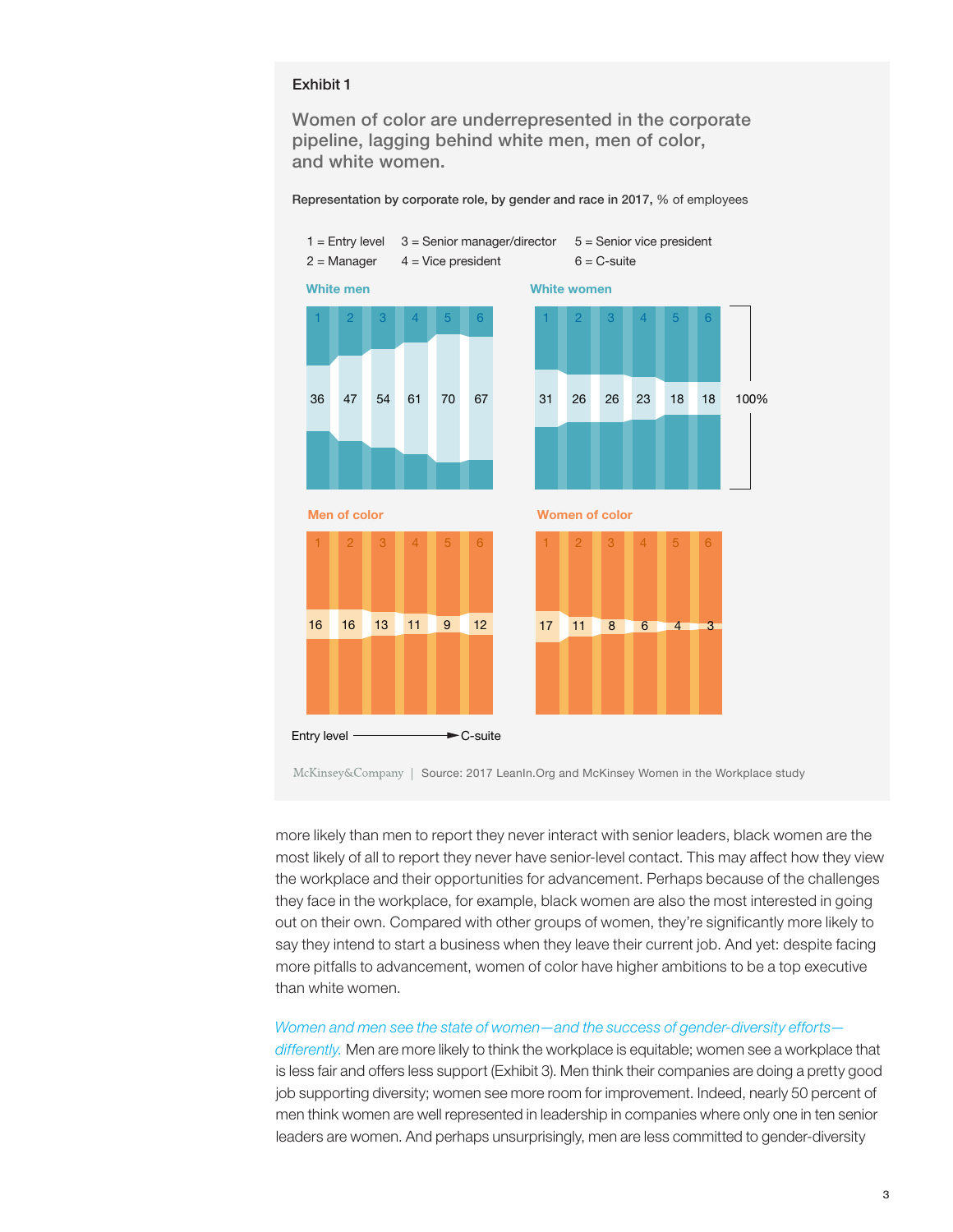### Exhibit 1

**Women of color are underrepresented in the corporate pipeline, lagging behind white men, men of color, and white women.**

**Representation by corporate role, by gender and race in 2017,** % of employees

1 = Entry level, 2 = Manager, 3 = Senior manager/director, 4 = Vice president, 5 = Senior vice president, 6 = C-suite

| Group | 1 | 2 | 3 | 4 | 5 | 6 |
|---|---|---|---|---|---|---|
| White men | 36 | 47 | 54 | 61 | 70 | 67 |
| White women | 31 | 26 | 26 | 23 | 18 | 18 |
| Men of color | 16 | 16 | 13 | 11 | 9 | 12 |
| Women of color | 17 | 11 | 8 | 6 | 4 | 3 |

Entry level → C-suite

McKinsey&Company | Source: 2017 LeanIn.Org and McKinsey Women in the Workplace study

more likely than men to report they never interact with senior leaders, black women are the most likely of all to report they never have senior-level contact. This may affect how they view the workplace and their opportunities for advancement. Perhaps because of the challenges they face in the workplace, for example, black women are also the most interested in going out on their own. Compared with other groups of women, they're significantly more likely to say they intend to start a business when they leave their current job. And yet: despite facing more pitfalls to advancement, women of color have higher ambitions to be a top executive than white women.

*Women and men see the state of women—and the success of gender-diversity efforts—differently.* Men are more likely to think the workplace is equitable; women see a workplace that is less fair and offers less support (Exhibit 3). Men think their companies are doing a pretty good job supporting diversity; women see more room for improvement. Indeed, nearly 50 percent of men think women are well represented in leadership in companies where only one in ten senior leaders are women. And perhaps unsurprisingly, men are less committed to gender-diversity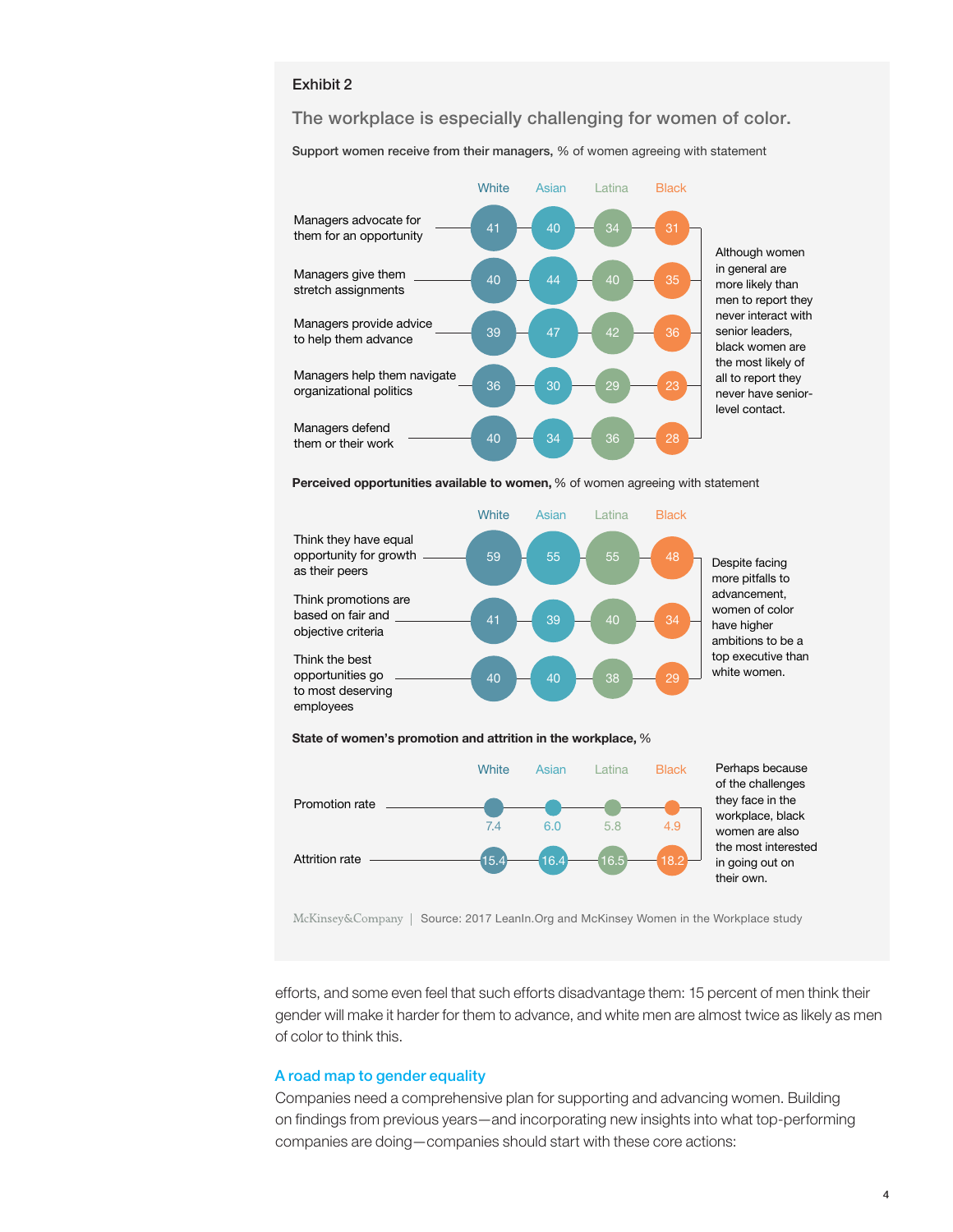Exhibit 2

## The workplace is especially challenging for women of color.

**Support women receive from their managers,** % of women agreeing with statement

| | White | Asian | Latina | Black |
|---|---|---|---|---|
| Managers advocate for them for an opportunity | 41 | 40 | 34 | 31 |
| Managers give them stretch assignments | 40 | 44 | 40 | 35 |
| Managers provide advice to help them advance | 39 | 47 | 42 | 36 |
| Managers help them navigate organizational politics | 36 | 30 | 29 | 23 |
| Managers defend them or their work | 40 | 34 | 36 | 28 |

Although women in general are more likely than men to report they never interact with senior leaders, black women are the most likely of all to report they never have senior-level contact.

**Perceived opportunities available to women,** % of women agreeing with statement

| | White | Asian | Latina | Black |
|---|---|---|---|---|
| Think they have equal opportunity for growth as their peers | 59 | 55 | 55 | 48 |
| Think promotions are based on fair and objective criteria | 41 | 39 | 40 | 34 |
| Think the best opportunities go to most deserving employees | 40 | 40 | 38 | 29 |

Despite facing more pitfalls to advancement, women of color have higher ambitions to be a top executive than white women.

**State of women's promotion and attrition in the workplace,** %

| | White | Asian | Latina | Black |
|---|---|---|---|---|
| Promotion rate | 7.4 | 6.0 | 5.8 | 4.9 |
| Attrition rate | 15.4 | 16.4 | 16.5 | 18.2 |

Perhaps because of the challenges they face in the workplace, black women are also the most interested in going out on their own.

McKinsey&Company | Source: 2017 LeanIn.Org and McKinsey Women in the Workplace study

efforts, and some even feel that such efforts disadvantage them: 15 percent of men think their gender will make it harder for them to advance, and white men are almost twice as likely as men of color to think this.

### A road map to gender equality

Companies need a comprehensive plan for supporting and advancing women. Building on findings from previous years—and incorporating new insights into what top-performing companies are doing—companies should start with these core actions: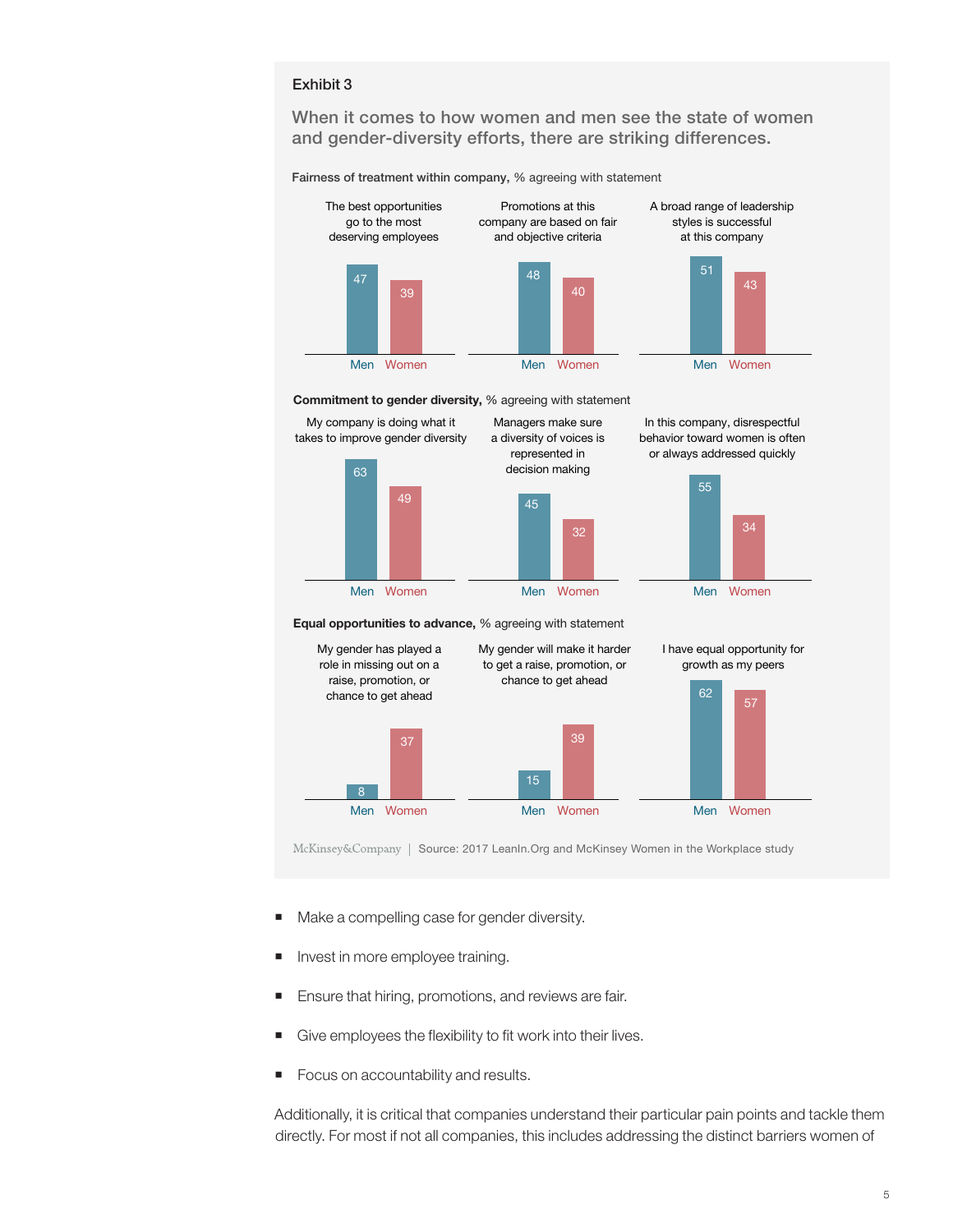Exhibit 3

## When it comes to how women and men see the state of women and gender-diversity efforts, there are striking differences.

**Fairness of treatment within company,** % agreeing with statement

| Statement | Men | Women |
|---|---|---|
| The best opportunities go to the most deserving employees | 47 | 39 |
| Promotions at this company are based on fair and objective criteria | 48 | 40 |
| A broad range of leadership styles is successful at this company | 51 | 43 |

**Commitment to gender diversity,** % agreeing with statement

| Statement | Men | Women |
|---|---|---|
| My company is doing what it takes to improve gender diversity | 63 | 49 |
| Managers make sure a diversity of voices is represented in decision making | 45 | 32 |
| In this company, disrespectful behavior toward women is often or always addressed quickly | 55 | 34 |

**Equal opportunities to advance,** % agreeing with statement

| Statement | Men | Women |
|---|---|---|
| My gender has played a role in missing out on a raise, promotion, or chance to get ahead | 8 | 37 |
| My gender will make it harder to get a raise, promotion, or chance to get ahead | 15 | 39 |
| I have equal opportunity for growth as my peers | 62 | 57 |

McKinsey&Company | Source: 2017 LeanIn.Org and McKinsey Women in the Workplace study

- Make a compelling case for gender diversity.
- Invest in more employee training.
- Ensure that hiring, promotions, and reviews are fair.
- Give employees the flexibility to fit work into their lives.
- Focus on accountability and results.

Additionally, it is critical that companies understand their particular pain points and tackle them directly. For most if not all companies, this includes addressing the distinct barriers women of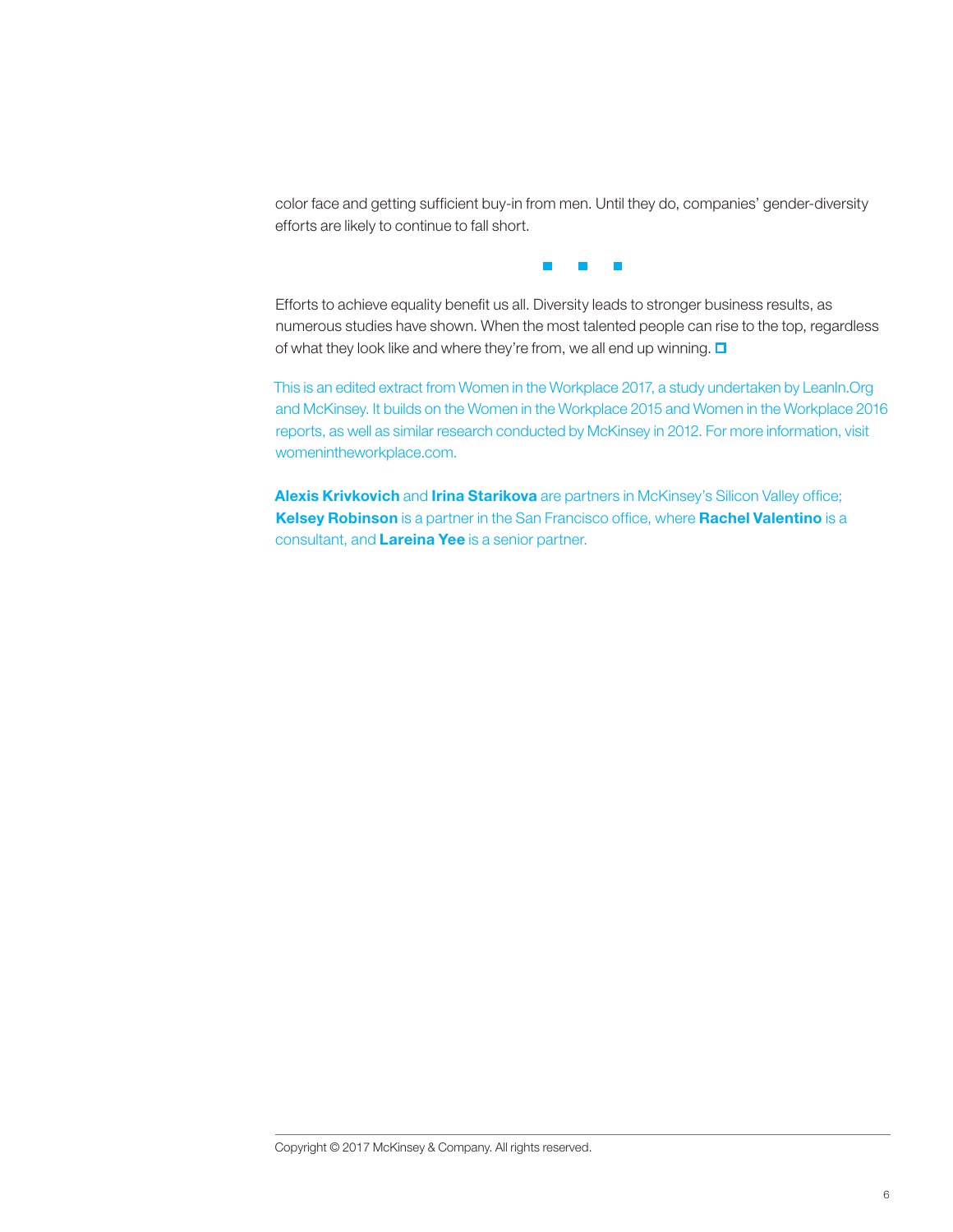color face and getting sufficient buy-in from men. Until they do, companies' gender-diversity efforts are likely to continue to fall short.

■ ■ ■

Efforts to achieve equality benefit us all. Diversity leads to stronger business results, as numerous studies have shown. When the most talented people can rise to the top, regardless of what they look like and where they're from, we all end up winning. □

This is an edited extract from Women in the Workplace 2017, a study undertaken by LeanIn.Org and McKinsey. It builds on the Women in the Workplace 2015 and Women in the Workplace 2016 reports, as well as similar research conducted by McKinsey in 2012. For more information, visit womenintheworkplace.com.

**Alexis Krivkovich** and **Irina Starikova** are partners in McKinsey's Silicon Valley office; **Kelsey Robinson** is a partner in the San Francisco office, where **Rachel Valentino** is a consultant, and **Lareina Yee** is a senior partner.

Copyright © 2017 McKinsey & Company. All rights reserved.